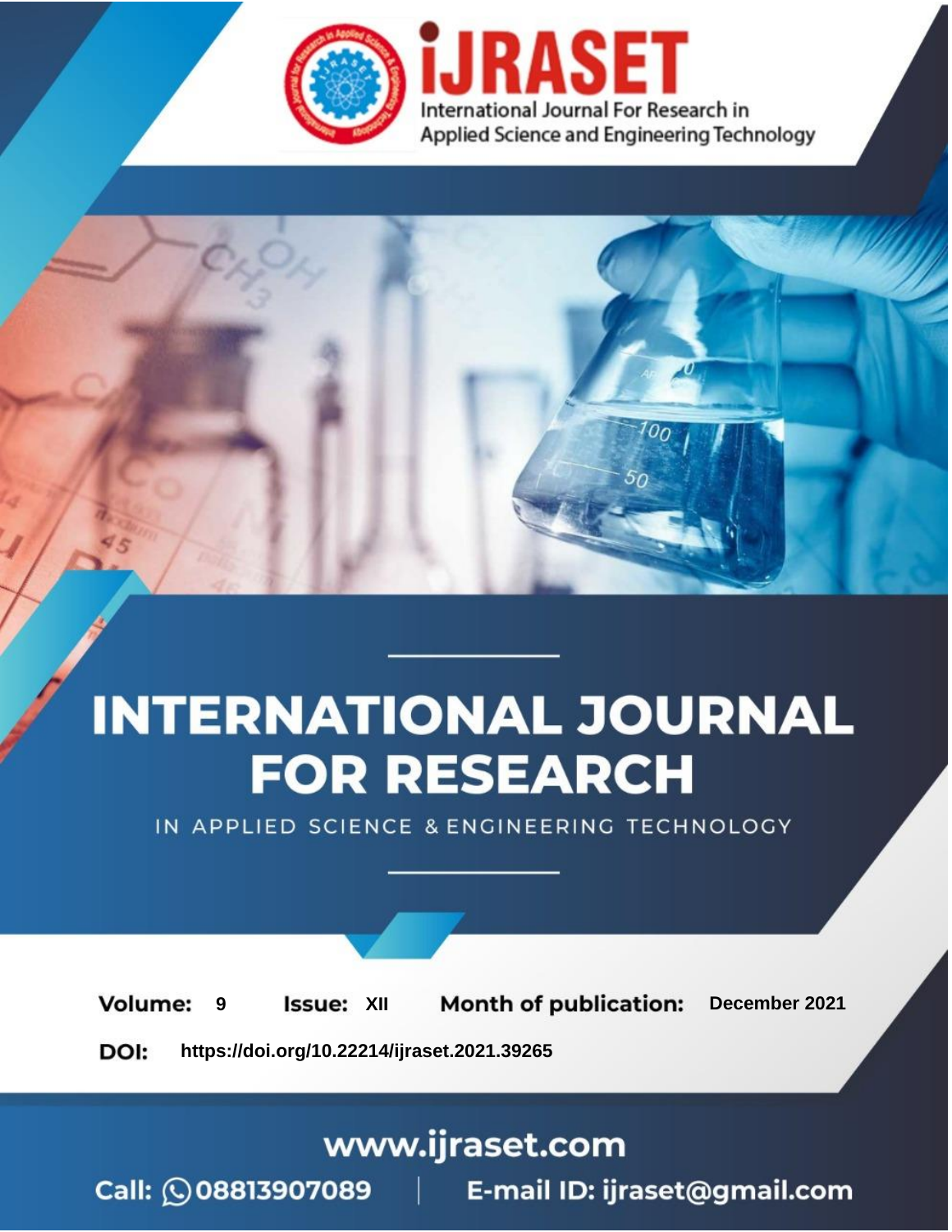International Journal For Research in Applied Science and Engineering Technology

# INTERNATIONAL JOURNAL FOR RESEARCH

IN APPLIED SCIENCE & ENGINEERING TECHNOLOGY

**Volume:** 9 **Issue:** XII **Month of publication:** December 2021

**DOI:** https://doi.org/10.22214/ijraset.2021.39265

www.ijraset.com

Call: 08813907089 | E-mail ID: ijraset@gmail.com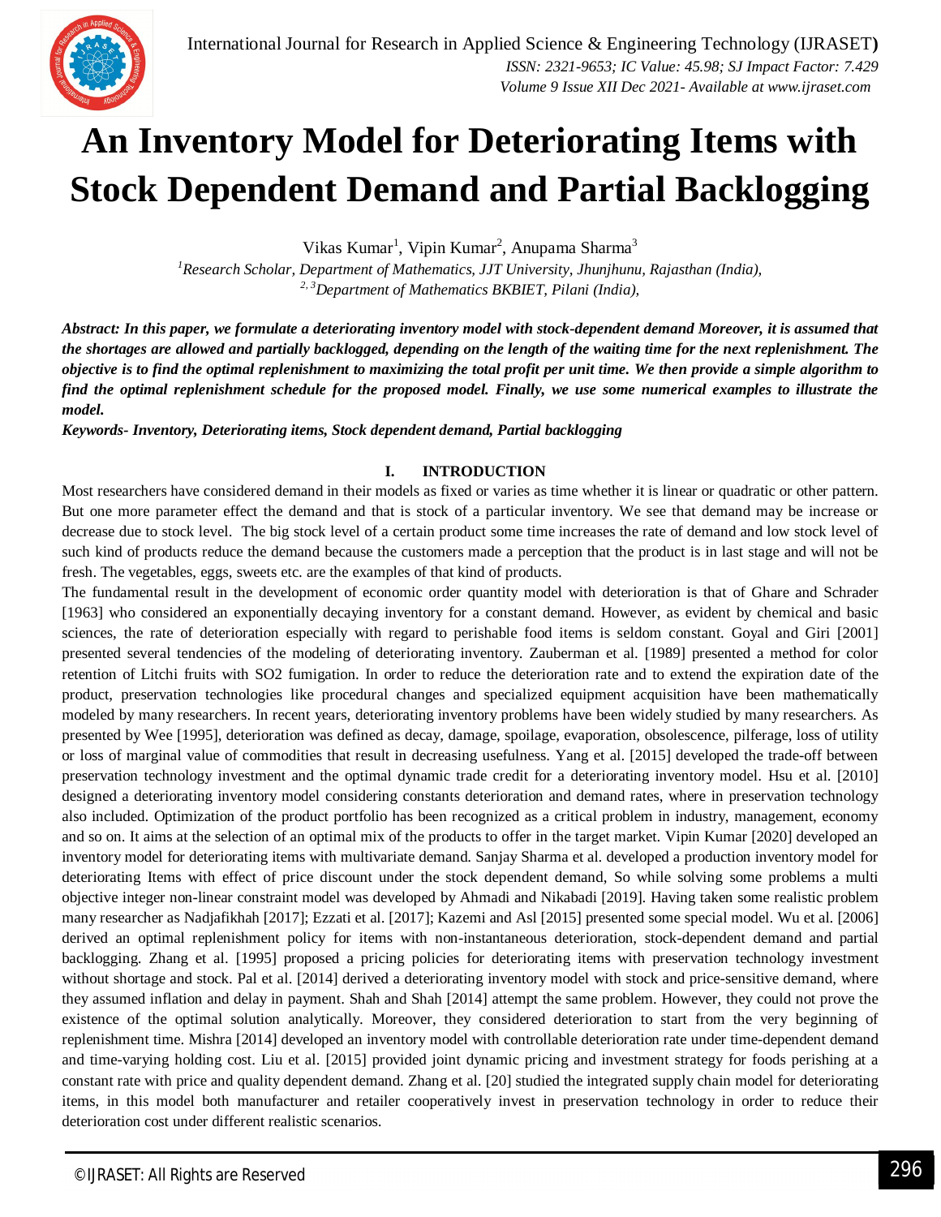# An Inventory Model for Deteriorating Items with Stock Dependent Demand and Partial Backlogging

Vikas Kumar[1], Vipin Kumar[2], Anupama Sharma[3]

[1]*Research Scholar, Department of Mathematics, JJT University, Jhunjhunu, Rajasthan (India),*

[2, 3]*Department of Mathematics BKBIET, Pilani (India),*

***Abstract:** In this paper, we formulate a deteriorating inventory model with stock-dependent demand Moreover, it is assumed that the shortages are allowed and partially backlogged, depending on the length of the waiting time for the next replenishment. The objective is to find the optimal replenishment to maximizing the total profit per unit time. We then provide a simple algorithm to find the optimal replenishment schedule for the proposed model. Finally, we use some numerical examples to illustrate the model.*

***Keywords-** Inventory, Deteriorating items, Stock dependent demand, Partial backlogging*

## I. INTRODUCTION

Most researchers have considered demand in their models as fixed or varies as time whether it is linear or quadratic or other pattern. But one more parameter effect the demand and that is stock of a particular inventory. We see that demand may be increase or decrease due to stock level. The big stock level of a certain product some time increases the rate of demand and low stock level of such kind of products reduce the demand because the customers made a perception that the product is in last stage and will not be fresh. The vegetables, eggs, sweets etc. are the examples of that kind of products.

The fundamental result in the development of economic order quantity model with deterioration is that of Ghare and Schrader [1963] who considered an exponentially decaying inventory for a constant demand. However, as evident by chemical and basic sciences, the rate of deterioration especially with regard to perishable food items is seldom constant. Goyal and Giri [2001] presented several tendencies of the modeling of deteriorating inventory. Zauberman et al. [1989] presented a method for color retention of Litchi fruits with SO2 fumigation. In order to reduce the deterioration rate and to extend the expiration date of the product, preservation technologies like procedural changes and specialized equipment acquisition have been mathematically modeled by many researchers. In recent years, deteriorating inventory problems have been widely studied by many researchers. As presented by Wee [1995], deterioration was defined as decay, damage, spoilage, evaporation, obsolescence, pilferage, loss of utility or loss of marginal value of commodities that result in decreasing usefulness. Yang et al. [2015] developed the trade-off between preservation technology investment and the optimal dynamic trade credit for a deteriorating inventory model. Hsu et al. [2010] designed a deteriorating inventory model considering constants deterioration and demand rates, where in preservation technology also included. Optimization of the product portfolio has been recognized as a critical problem in industry, management, economy and so on. It aims at the selection of an optimal mix of the products to offer in the target market. Vipin Kumar [2020] developed an inventory model for deteriorating items with multivariate demand. Sanjay Sharma et al. developed a production inventory model for deteriorating Items with effect of price discount under the stock dependent demand, So while solving some problems a multi objective integer non-linear constraint model was developed by Ahmadi and Nikabadi [2019]. Having taken some realistic problem many researcher as Nadjafikhah [2017]; Ezzati et al. [2017]; Kazemi and Asl [2015] presented some special model. Wu et al. [2006] derived an optimal replenishment policy for items with non-instantaneous deterioration, stock-dependent demand and partial backlogging. Zhang et al. [1995] proposed a pricing policies for deteriorating items with preservation technology investment without shortage and stock. Pal et al. [2014] derived a deteriorating inventory model with stock and price-sensitive demand, where they assumed inflation and delay in payment. Shah and Shah [2014] attempt the same problem. However, they could not prove the existence of the optimal solution analytically. Moreover, they considered deterioration to start from the very beginning of replenishment time. Mishra [2014] developed an inventory model with controllable deterioration rate under time-dependent demand and time-varying holding cost. Liu et al. [2015] provided joint dynamic pricing and investment strategy for foods perishing at a constant rate with price and quality dependent demand. Zhang et al. [20] studied the integrated supply chain model for deteriorating items, in this model both manufacturer and retailer cooperatively invest in preservation technology in order to reduce their deterioration cost under different realistic scenarios.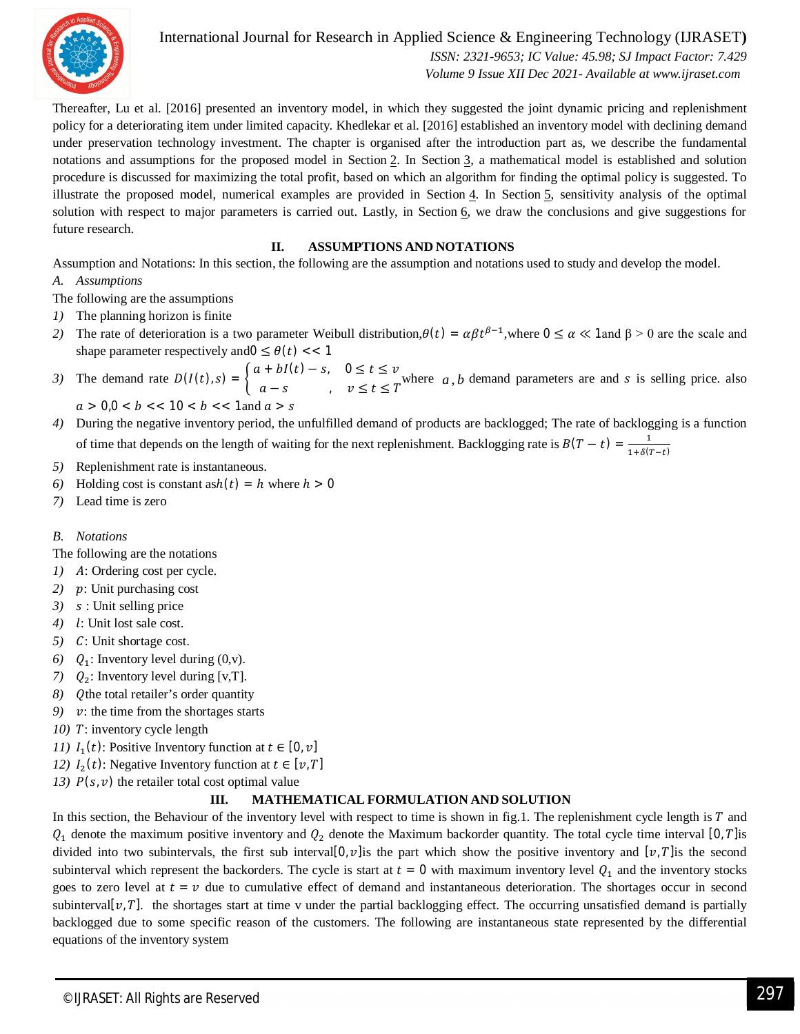Thereafter, Lu et al. [2016] presented an inventory model, in which they suggested the joint dynamic pricing and replenishment policy for a deteriorating item under limited capacity. Khedlekar et al. [2016] established an inventory model with declining demand under preservation technology investment. The chapter is organised after the introduction part as, we describe the fundamental notations and assumptions for the proposed model in Section 2. In Section 3, a mathematical model is established and solution procedure is discussed for maximizing the total profit, based on which an algorithm for finding the optimal policy is suggested. To illustrate the proposed model, numerical examples are provided in Section 4. In Section 5, sensitivity analysis of the optimal solution with respect to major parameters is carried out. Lastly, in Section 6, we draw the conclusions and give suggestions for future research.

## II. ASSUMPTIONS AND NOTATIONS

Assumption and Notations: In this section, the following are the assumption and notations used to study and develop the model.

### A. Assumptions

The following are the assumptions

1) The planning horizon is finite
2) The rate of deterioration is a two parameter Weibull distribution, $\theta(t) = \alpha\beta t^{\beta-1}$, where $0 \le \alpha \ll 1$ and $\beta > 0$ are the scale and shape parameter respectively and $0 \le \theta(t) << 1$
3) The demand rate $D(I(t), s) = \begin{cases} a + bI(t) - s, & 0 \le t \le v \\ a - s & , \quad v \le t \le T \end{cases}$ where $a, b$ demand parameters are and $s$ is selling price. also $a > 0, 0 < b << 10 < b << 1$ and $a > s$
4) During the negative inventory period, the unfulfilled demand of products are backlogged; The rate of backlogging is a function of time that depends on the length of waiting for the next replenishment. Backlogging rate is $B(T-t) = \frac{1}{1+\delta(T-t)}$
5) Replenishment rate is instantaneous.
6) Holding cost is constant as $h(t) = h$ where $h > 0$
7) Lead time is zero

### B. Notations

The following are the notations

1) $A$: Ordering cost per cycle.
2) $p$: Unit purchasing cost
3) $s$ : Unit selling price
4) $l$: Unit lost sale cost.
5) $C$: Unit shortage cost.
6) $Q_1$: Inventory level during (0,v).
7) $Q_2$: Inventory level during [v,T].
8) $Q$ the total retailer's order quantity
9) $v$: the time from the shortages starts
10) $T$: inventory cycle length
11) $I_1(t)$: Positive Inventory function at $t \in [0, v]$
12) $I_2(t)$: Negative Inventory function at $t \in [v, T]$
13) $P(s, v)$ the retailer total cost optimal value

## III. MATHEMATICAL FORMULATION AND SOLUTION

In this section, the Behaviour of the inventory level with respect to time is shown in fig.1. The replenishment cycle length is $T$ and $Q_1$ denote the maximum positive inventory and $Q_2$ denote the Maximum backorder quantity. The total cycle time interval $[0, T]$ is divided into two subintervals, the first sub interval $[0, v]$ is the part which show the positive inventory and $[v, T]$ is the second subinterval which represent the backorders. The cycle is start at $t = 0$ with maximum inventory level $Q_1$ and the inventory stocks goes to zero level at $t = v$ due to cumulative effect of demand and instantaneous deterioration. The shortages occur in second subinterval $[v, T]$. the shortages start at time v under the partial backlogging effect. The occurring unsatisfied demand is partially backlogged due to some specific reason of the customers. The following are instantaneous state represented by the differential equations of the inventory system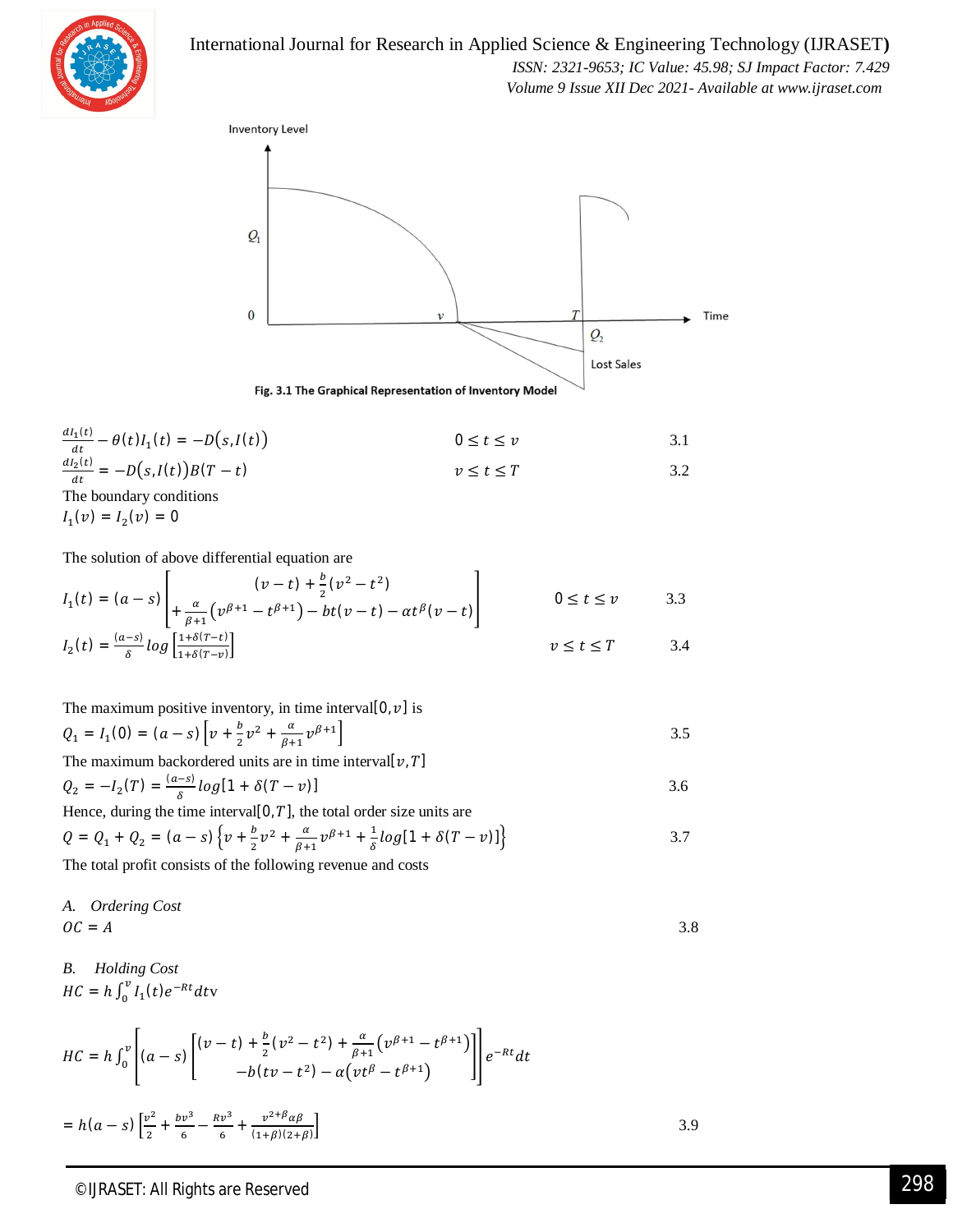Fig. 3.1 The Graphical Representation of Inventory Model

$$\frac{dI_1(t)}{dt} - \theta(t)I_1(t) = -D(s, I(t)) \qquad 0 \le t \le v \qquad 3.1$$

$$\frac{dI_2(t)}{dt} = -D(s, I(t))B(T-t) \qquad v \le t \le T \qquad 3.2$$

The boundary conditions

$I_1(v) = I_2(v) = 0$

The solution of above differential equation are

$$I_1(t) = (a-s)\left[\begin{matrix}(v-t) + \frac{b}{2}(v^2 - t^2) \\ + \frac{\alpha}{\beta+1}\left(v^{\beta+1} - t^{\beta+1}\right) - bt(v-t) - \alpha t^{\beta}(v-t)\end{matrix}\right] \qquad 0 \le t \le v \qquad 3.3$$

$$I_2(t) = \frac{(a-s)}{\delta} log\left[\frac{1+\delta(T-t)}{1+\delta(T-v)}\right] \qquad v \le t \le T \qquad 3.4$$

The maximum positive inventory, in time interval $[0, v]$ is

$$Q_1 = I_1(0) = (a-s)\left[v + \frac{b}{2}v^2 + \frac{\alpha}{\beta+1}v^{\beta+1}\right] \qquad 3.5$$

The maximum backordered units are in time interval $[v, T]$

$$Q_2 = -I_2(T) = \frac{(a-s)}{\delta} log[1 + \delta(T-v)] \qquad 3.6$$

Hence, during the time interval $[0, T]$, the total order size units are

$$Q = Q_1 + Q_2 = (a-s)\left\{v + \frac{b}{2}v^2 + \frac{\alpha}{\beta+1}v^{\beta+1} + \frac{1}{\delta}log[1 + \delta(T-v)]\right\} \qquad 3.7$$

The total profit consists of the following revenue and costs

*A. Ordering Cost*

$$OC = A \qquad 3.8$$

*B. Holding Cost*

$$HC = h\int_0^v I_1(t)e^{-Rt}dt$$

$$HC = h\int_0^v \left[(a-s)\left[\begin{matrix}(v-t) + \frac{b}{2}(v^2 - t^2) + \frac{\alpha}{\beta+1}\left(v^{\beta+1} - t^{\beta+1}\right) \\ -b(tv - t^2) - \alpha\left(vt^{\beta} - t^{\beta+1}\right)\end{matrix}\right]\right]e^{-Rt}dt$$

$$= h(a-s)\left[\frac{v^2}{2} + \frac{bv^3}{6} - \frac{Rv^3}{6} + \frac{v^{2+\beta}\alpha\beta}{(1+\beta)(2+\beta)}\right] \qquad 3.9$$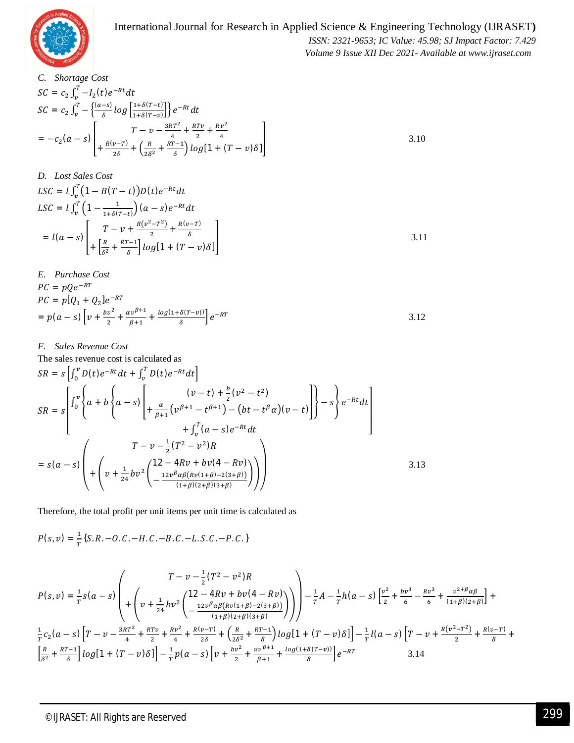### C. Shortage Cost

$$SC = c_2 \int_v^T -I_2(t)e^{-Rt}dt$$

$$SC = c_2 \int_v^T -\left\{\frac{(a-s)}{\delta} \log\left[\frac{1+\delta(T-t)}{1+\delta(T-v)}\right]\right\} e^{-Rt}dt$$

$$= -c_2(a-s)\left[\begin{array}{c} T - v - \frac{3RT^2}{4} + \frac{RTv}{2} + \frac{Rv^2}{4} \\ + \frac{R(v-T)}{2\delta} + \left(\frac{R}{2\delta^2} + \frac{RT-1}{\delta}\right) \log[1+(T-v)\delta] \end{array}\right] \qquad 3.10$$

### D. Lost Sales Cost

$$LSC = l\int_v^T \big(1 - B(T-t)\big)D(t)e^{-Rt}dt$$

$$LSC = l\int_v^T \left(1 - \frac{1}{1+\delta(T-t)}\right)(a-s)e^{-Rt}dt$$

$$= l(a-s)\left[\begin{array}{c} T - v + \frac{R(v^2-T^2)}{2} + \frac{R(v-T)}{\delta} \\ + \left[\frac{R}{\delta^2} + \frac{RT-1}{\delta}\right] \log[1+(T-v)\delta] \end{array}\right] \qquad 3.11$$

### E. Purchase Cost

$$PC = pQe^{-RT}$$

$$PC = p[Q_1 + Q_2]e^{-RT}$$

$$= p(a-s)\left[v + \frac{bv^2}{2} + \frac{\alpha v^{\beta+1}}{\beta+1} + \frac{\log(1+\delta(T-v))}{\delta}\right]e^{-RT} \qquad 3.12$$

### F. Sales Revenue Cost

The sales revenue cost is calculated as

$$SR = s\left[\int_0^v D(t)e^{-Rt}dt + \int_v^T D(t)e^{-Rt}dt\right]$$

$$SR = s\left[\begin{array}{c} \int_0^v \left\{a + b\left\{a - s\right)\left[\begin{array}{c} (v-t) + \frac{b}{2}(v^2 - t^2) \\ + \frac{\alpha}{\beta+1}(v^{\beta+1} - t^{\beta+1}) - (bt - t^\beta \alpha)(v-t) \end{array}\right]\right\} - s\right\} e^{-Rt}dt \\ + \int_v^T (a-s)e^{-Rt}dt \end{array}\right]$$

$$= s(a-s)\left(\begin{array}{c} T - v - \frac{1}{2}(T^2 - v^2)R \\ + \left(v + \frac{1}{24}bv^2\left(\begin{array}{c} 12 - 4Rv + bv(4 - Rv) \\ -\frac{12v^\beta \alpha\beta(Rv(1+\beta) - 2(3+\beta))}{(1+\beta)(2+\beta)(3+\beta)} \end{array}\right)\right) \end{array}\right) \qquad 3.13$$

Therefore, the total profit per unit items per unit time is calculated as

$$P(s,v) = \frac{1}{T}\{S.R. - O.C. - H.C. - B.C. - L.S.C. - P.C.\}$$

$$P(s,v) = \frac{1}{T}s(a-s)\left(\begin{array}{c} T - v - \frac{1}{2}(T^2 - v^2)R \\ + \left(v + \frac{1}{24}bv^2\left(\begin{array}{c} 12 - 4Rv + bv(4 - Rv) \\ -\frac{12v^\beta \alpha\beta(Rv(1+\beta) - 2(3+\beta))}{(1+\beta)(2+\beta)(3+\beta)} \end{array}\right)\right) \end{array}\right) - \frac{1}{T}A - \frac{1}{T}h(a-s)\left[\frac{v^2}{2} + \frac{bv^3}{6} - \frac{Rv^3}{6} + \frac{v^{2+\beta}\alpha\beta}{(1+\beta)(2+\beta)}\right] +$$
$$\frac{1}{T}c_2(a-s)\left[T - v - \frac{3RT^2}{4} + \frac{RTv}{2} + \frac{Rv^2}{4} + \frac{R(v-T)}{2\delta} + \left(\frac{R}{2\delta^2} + \frac{RT-1}{\delta}\right)\log[1+(T-v)\delta]\right] - \frac{1}{T}l(a-s)\left[T - v + \frac{R(v^2-T^2)}{2} + \frac{R(v-T)}{\delta} +\right.$$
$$\left.\left[\frac{R}{\delta^2} + \frac{RT-1}{\delta}\right]\log[1+(T-v)\delta]\right] - \frac{1}{T}p(a-s)\left[v + \frac{bv^2}{2} + \frac{\alpha v^{\beta+1}}{\beta+1} + \frac{\log(1+\delta(T-v))}{\delta}\right]e^{-RT} \qquad 3.14$$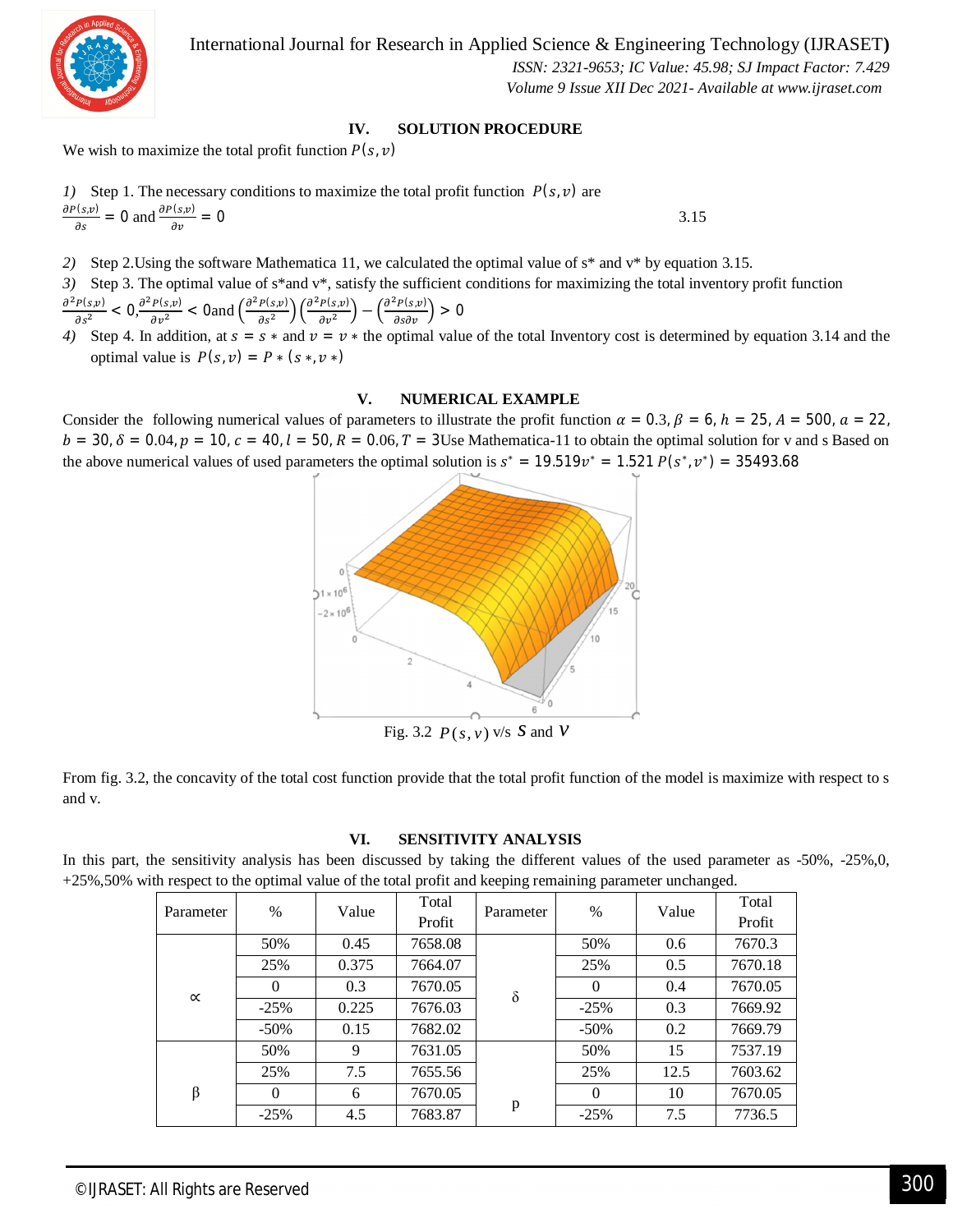## IV. SOLUTION PROCEDURE

We wish to maximize the total profit function $P(s,v)$

1) Step 1. The necessary conditions to maximize the total profit function $P(s,v)$ are

$$\frac{\partial P(s,v)}{\partial s} = 0 \text{ and } \frac{\partial P(s,v)}{\partial v} = 0 \qquad 3.15$$

2) Step 2.Using the software Mathematica 11, we calculated the optimal value of s* and v* by equation 3.15.
3) Step 3. The optimal value of s*and v*, satisfy the sufficient conditions for maximizing the total inventory profit function

$$\frac{\partial^2 P(s,v)}{\partial s^2} < 0, \frac{\partial^2 P(s,v)}{\partial v^2} < 0 \text{and} \left(\frac{\partial^2 P(s,v)}{\partial s^2}\right)\left(\frac{\partial^2 P(s,v)}{\partial v^2}\right) - \left(\frac{\partial^2 P(s,v)}{\partial s \partial v}\right) > 0$$

4) Step 4. In addition, at $s = s*$ and $v = v*$ the optimal value of the total Inventory cost is determined by equation 3.14 and the optimal value is $P(s,v) = P*(s*,v*)$

## V. NUMERICAL EXAMPLE

Consider the following numerical values of parameters to illustrate the profit function $\alpha = 0.3, \beta = 6, h = 25, A = 500, a = 22, b = 30, \delta = 0.04, p = 10, c = 40, l = 50, R = 0.06, T = 3$Use Mathematica-11 to obtain the optimal solution for v and s Based on the above numerical values of used parameters the optimal solution is $s^* = 19.519 v^* = 1.521$ $P(s^*,v^*) = 35493.68$

Fig. 3.2 $P(s,v)$ v/s $S$ and $V$

From fig. 3.2, the concavity of the total cost function provide that the total profit function of the model is maximize with respect to s and v.

## VI. SENSITIVITY ANALYSIS

In this part, the sensitivity analysis has been discussed by taking the different values of the used parameter as -50%, -25%,0, +25%,50% with respect to the optimal value of the total profit and keeping remaining parameter unchanged.

| Parameter | % | Value | Total Profit | Parameter | % | Value | Total Profit |
|---|---|---|---|---|---|---|---|
| ∝ | 50% | 0.45 | 7658.08 | δ | 50% | 0.6 | 7670.3 |
| | 25% | 0.375 | 7664.07 | | 25% | 0.5 | 7670.18 |
| | 0 | 0.3 | 7670.05 | | 0 | 0.4 | 7670.05 |
| | -25% | 0.225 | 7676.03 | | -25% | 0.3 | 7669.92 |
| | -50% | 0.15 | 7682.02 | | -50% | 0.2 | 7669.79 |
| β | 50% | 9 | 7631.05 | p | 50% | 15 | 7537.19 |
| | 25% | 7.5 | 7655.56 | | 25% | 12.5 | 7603.62 |
| | 0 | 6 | 7670.05 | | 0 | 10 | 7670.05 |
| | -25% | 4.5 | 7683.87 | | -25% | 7.5 | 7736.5 |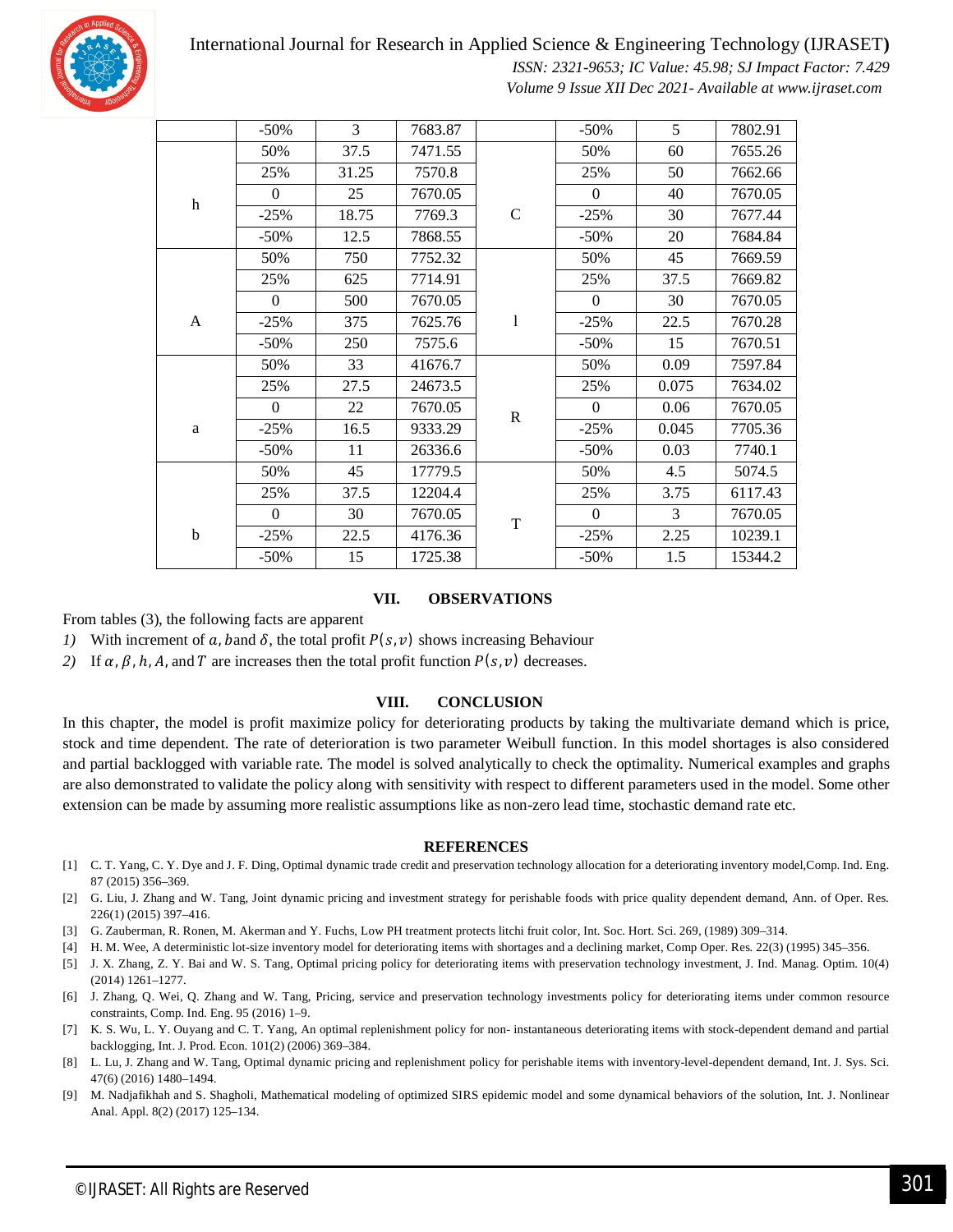|  | -50% | 3 | 7683.87 |  | -50% | 5 | 7802.91 |
|---|---|---|---|---|---|---|---|
| h | 50% | 37.5 | 7471.55 | C | 50% | 60 | 7655.26 |
|  | 25% | 31.25 | 7570.8 |  | 25% | 50 | 7662.66 |
|  | 0 | 25 | 7670.05 |  | 0 | 40 | 7670.05 |
|  | -25% | 18.75 | 7769.3 |  | -25% | 30 | 7677.44 |
|  | -50% | 12.5 | 7868.55 |  | -50% | 20 | 7684.84 |
| A | 50% | 750 | 7752.32 | l | 50% | 45 | 7669.59 |
|  | 25% | 625 | 7714.91 |  | 25% | 37.5 | 7669.82 |
|  | 0 | 500 | 7670.05 |  | 0 | 30 | 7670.05 |
|  | -25% | 375 | 7625.76 |  | -25% | 22.5 | 7670.28 |
|  | -50% | 250 | 7575.6 |  | -50% | 15 | 7670.51 |
| a | 50% | 33 | 41676.7 | R | 50% | 0.09 | 7597.84 |
|  | 25% | 27.5 | 24673.5 |  | 25% | 0.075 | 7634.02 |
|  | 0 | 22 | 7670.05 |  | 0 | 0.06 | 7670.05 |
|  | -25% | 16.5 | 9333.29 |  | -25% | 0.045 | 7705.36 |
|  | -50% | 11 | 26336.6 |  | -50% | 0.03 | 7740.1 |
| b | 50% | 45 | 17779.5 | T | 50% | 4.5 | 5074.5 |
|  | 25% | 37.5 | 12204.4 |  | 25% | 3.75 | 6117.43 |
|  | 0 | 30 | 7670.05 |  | 0 | 3 | 7670.05 |
|  | -25% | 22.5 | 4176.36 |  | -25% | 2.25 | 10239.1 |
|  | -50% | 15 | 1725.38 |  | -50% | 1.5 | 15344.2 |

## VII. OBSERVATIONS

From tables (3), the following facts are apparent

1) With increment of $a, b$and $\delta$, the total profit $P(s, v)$ shows increasing Behaviour
2) If $\alpha, \beta, h, A,$ and $T$ are increases then the total profit function $P(s, v)$ decreases.

## VIII. CONCLUSION

In this chapter, the model is profit maximize policy for deteriorating products by taking the multivariate demand which is price, stock and time dependent. The rate of deterioration is two parameter Weibull function. In this model shortages is also considered and partial backlogged with variable rate. The model is solved analytically to check the optimality. Numerical examples and graphs are also demonstrated to validate the policy along with sensitivity with respect to different parameters used in the model. Some other extension can be made by assuming more realistic assumptions like as non-zero lead time, stochastic demand rate etc.

## REFERENCES

[1] C. T. Yang, C. Y. Dye and J. F. Ding, Optimal dynamic trade credit and preservation technology allocation for a deteriorating inventory model,Comp. Ind. Eng. 87 (2015) 356–369.

[2] G. Liu, J. Zhang and W. Tang, Joint dynamic pricing and investment strategy for perishable foods with price quality dependent demand, Ann. of Oper. Res. 226(1) (2015) 397–416.

[3] G. Zauberman, R. Ronen, M. Akerman and Y. Fuchs, Low PH treatment protects litchi fruit color, Int. Soc. Hort. Sci. 269, (1989) 309–314.

[4] H. M. Wee, A deterministic lot-size inventory model for deteriorating items with shortages and a declining market, Comp Oper. Res. 22(3) (1995) 345–356.

[5] J. X. Zhang, Z. Y. Bai and W. S. Tang, Optimal pricing policy for deteriorating items with preservation technology investment, J. Ind. Manag. Optim. 10(4) (2014) 1261–1277.

[6] J. Zhang, Q. Wei, Q. Zhang and W. Tang, Pricing, service and preservation technology investments policy for deteriorating items under common resource constraints, Comp. Ind. Eng. 95 (2016) 1–9.

[7] K. S. Wu, L. Y. Ouyang and C. T. Yang, An optimal replenishment policy for non- instantaneous deteriorating items with stock-dependent demand and partial backlogging, Int. J. Prod. Econ. 101(2) (2006) 369–384.

[8] L. Lu, J. Zhang and W. Tang, Optimal dynamic pricing and replenishment policy for perishable items with inventory-level-dependent demand, Int. J. Sys. Sci. 47(6) (2016) 1480–1494.

[9] M. Nadjafikhah and S. Shagholi, Mathematical modeling of optimized SIRS epidemic model and some dynamical behaviors of the solution, Int. J. Nonlinear Anal. Appl. 8(2) (2017) 125–134.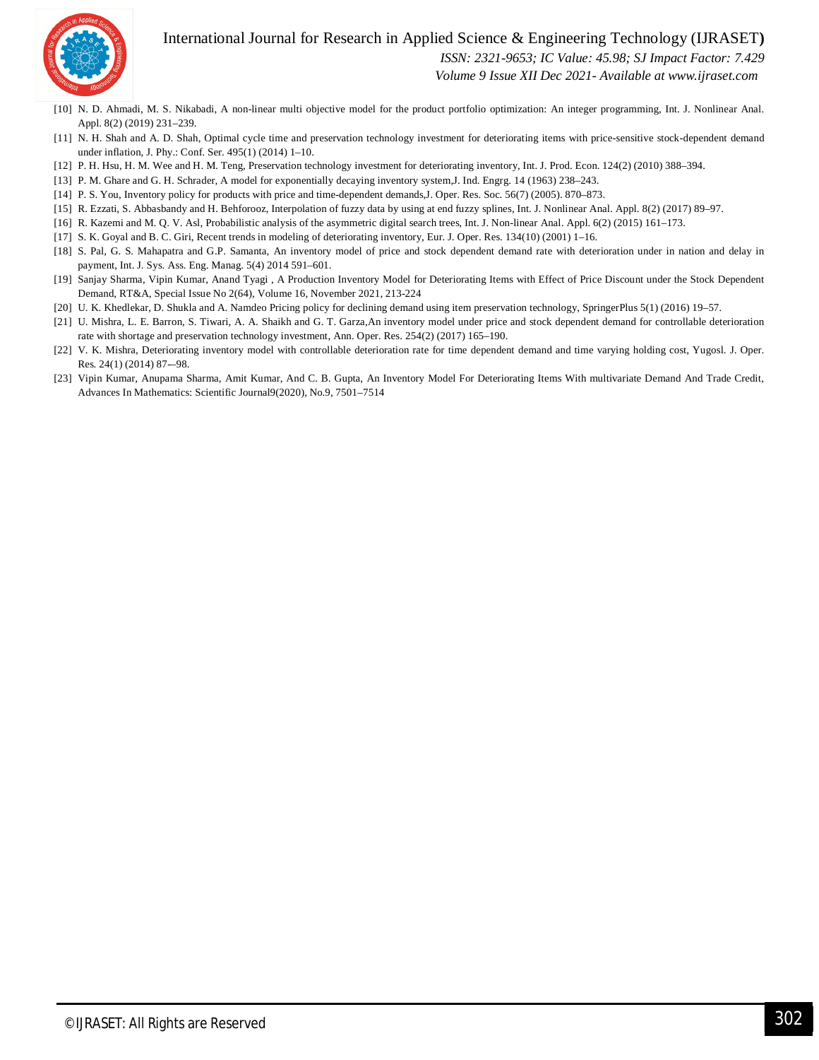[10] N. D. Ahmadi, M. S. Nikabadi, A non-linear multi objective model for the product portfolio optimization: An integer programming, Int. J. Nonlinear Anal. Appl. 8(2) (2019) 231–239.

[11] N. H. Shah and A. D. Shah, Optimal cycle time and preservation technology investment for deteriorating items with price-sensitive stock-dependent demand under inflation, J. Phy.: Conf. Ser. 495(1) (2014) 1–10.

[12] P. H. Hsu, H. M. Wee and H. M. Teng, Preservation technology investment for deteriorating inventory, Int. J. Prod. Econ. 124(2) (2010) 388–394.

[13] P. M. Ghare and G. H. Schrader, A model for exponentially decaying inventory system,J. Ind. Engrg. 14 (1963) 238–243.

[14] P. S. You, Inventory policy for products with price and time-dependent demands,J. Oper. Res. Soc. 56(7) (2005). 870–873.

[15] R. Ezzati, S. Abbasbandy and H. Behforooz, Interpolation of fuzzy data by using at end fuzzy splines, Int. J. Nonlinear Anal. Appl. 8(2) (2017) 89–97.

[16] R. Kazemi and M. Q. V. Asl, Probabilistic analysis of the asymmetric digital search trees, Int. J. Non-linear Anal. Appl. 6(2) (2015) 161–173.

[17] S. K. Goyal and B. C. Giri, Recent trends in modeling of deteriorating inventory, Eur. J. Oper. Res. 134(10) (2001) 1–16.

[18] S. Pal, G. S. Mahapatra and G.P. Samanta, An inventory model of price and stock dependent demand rate with deterioration under in nation and delay in payment, Int. J. Sys. Ass. Eng. Manag. 5(4) 2014 591–601.

[19] Sanjay Sharma, Vipin Kumar, Anand Tyagi , A Production Inventory Model for Deteriorating Items with Effect of Price Discount under the Stock Dependent Demand, RT&A, Special Issue No 2(64), Volume 16, November 2021, 213-224

[20] U. K. Khedlekar, D. Shukla and A. Namdeo Pricing policy for declining demand using item preservation technology, SpringerPlus 5(1) (2016) 19–57.

[21] U. Mishra, L. E. Barron, S. Tiwari, A. A. Shaikh and G. T. Garza,An inventory model under price and stock dependent demand for controllable deterioration rate with shortage and preservation technology investment, Ann. Oper. Res. 254(2) (2017) 165–190.

[22] V. K. Mishra, Deteriorating inventory model with controllable deterioration rate for time dependent demand and time varying holding cost, Yugosl. J. Oper. Res. 24(1) (2014) 87–-98.

[23] Vipin Kumar, Anupama Sharma, Amit Kumar, And C. B. Gupta, An Inventory Model For Deteriorating Items With multivariate Demand And Trade Credit, Advances In Mathematics: Scientific Journal9(2020), No.9, 7501–7514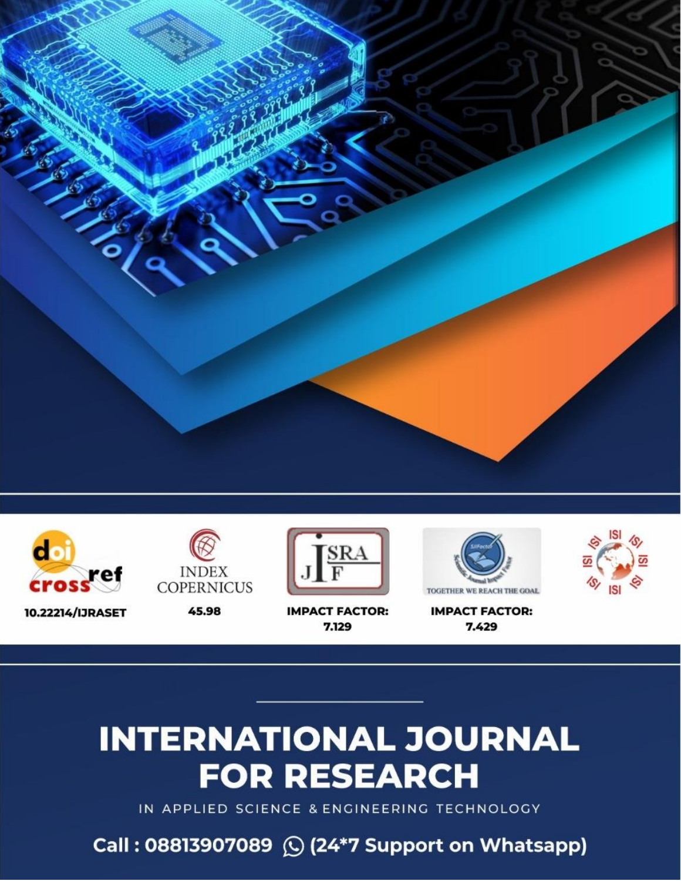10.22214/IJRASET

45.98

IMPACT FACTOR: 7.129

IMPACT FACTOR: 7.429

# INTERNATIONAL JOURNAL FOR RESEARCH

IN APPLIED SCIENCE & ENGINEERING TECHNOLOGY

Call : 08813907089 (24*7 Support on Whatsapp)